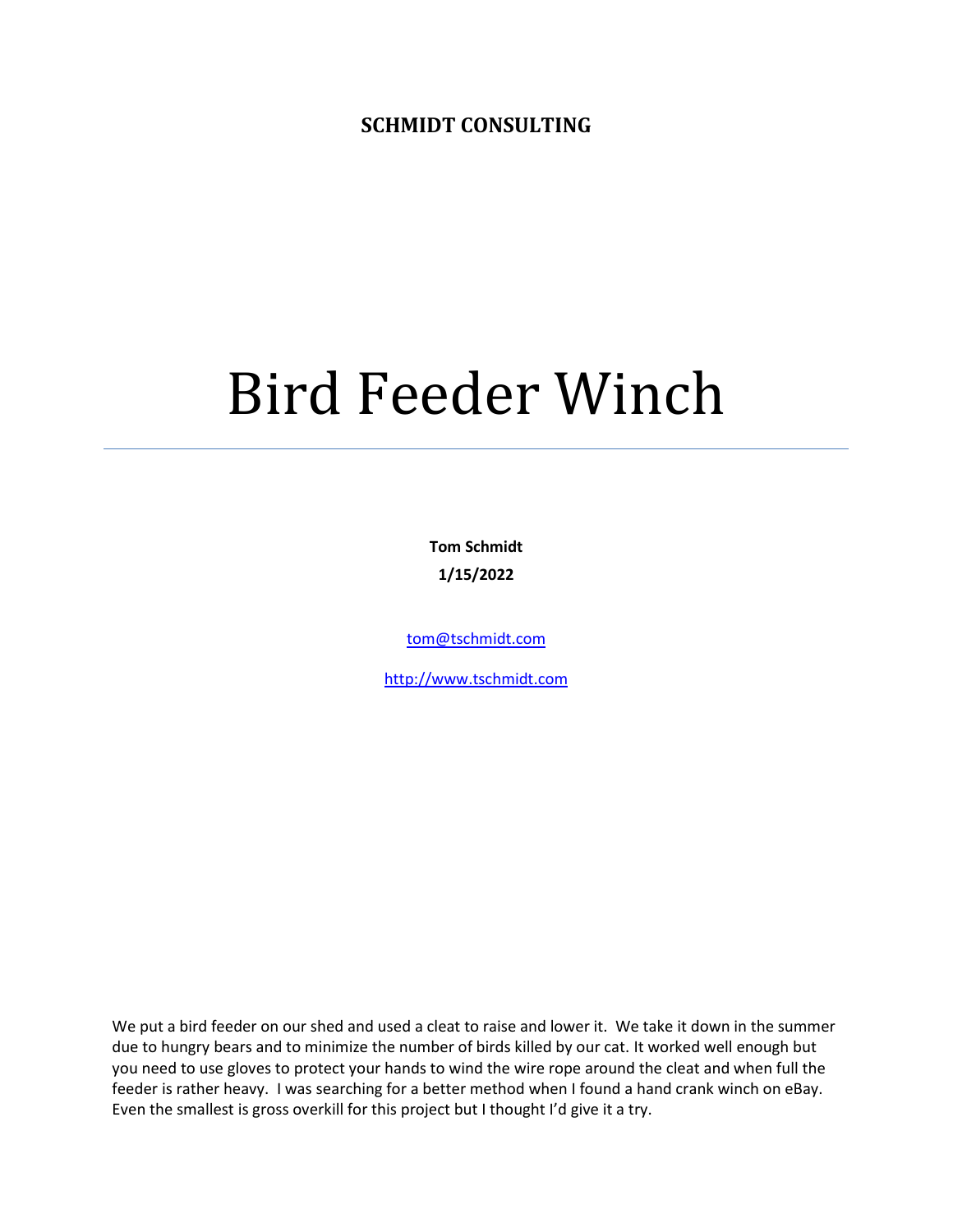**SCHMIDT CONSULTING**

# Bird Feeder Winch

**Tom Schmidt**

**1/15/2022**

[tom@tschmidt.com](mailto:tom@tschmidt.com)

[http://www.tschmidt.com](http://www.tschmidt.com)

We put a bird feeder on our shed and used a cleat to raise and lower it. We take it down in the summer due to hungry bears and to minimize the number of birds killed by our cat. It worked well enough but you need to use gloves to protect your hands to wind the wire rope around the cleat and when full the feeder is rather heavy. I was searching for a better method when I found a hand crank winch on eBay. Even the smallest is gross overkill for this project but I thought I'd give it a try.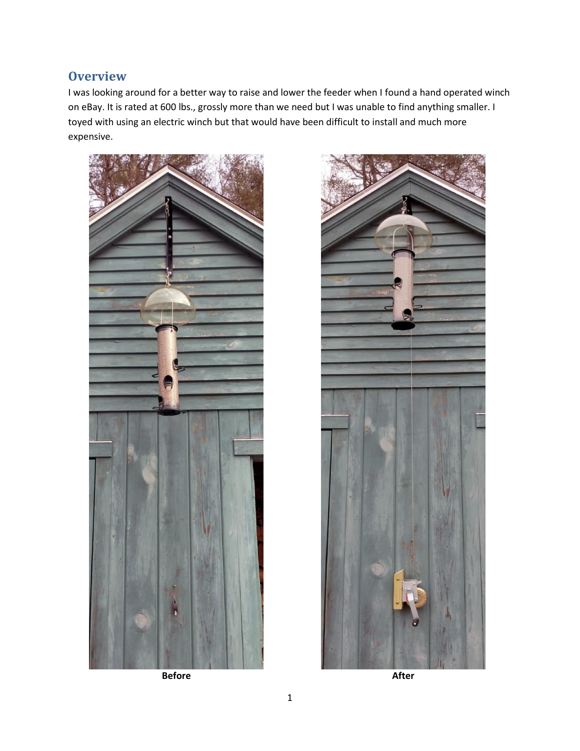## Overview

I was looking around for a better way to raise and lower the feeder when I found a hand operated winch on eBay. It is rated at 600 lbs., grossly more than we need but I was unable to find anything smaller. I toyed with using an electric winch but that would have been difficult to install and much more expensive.

**Before**

**After**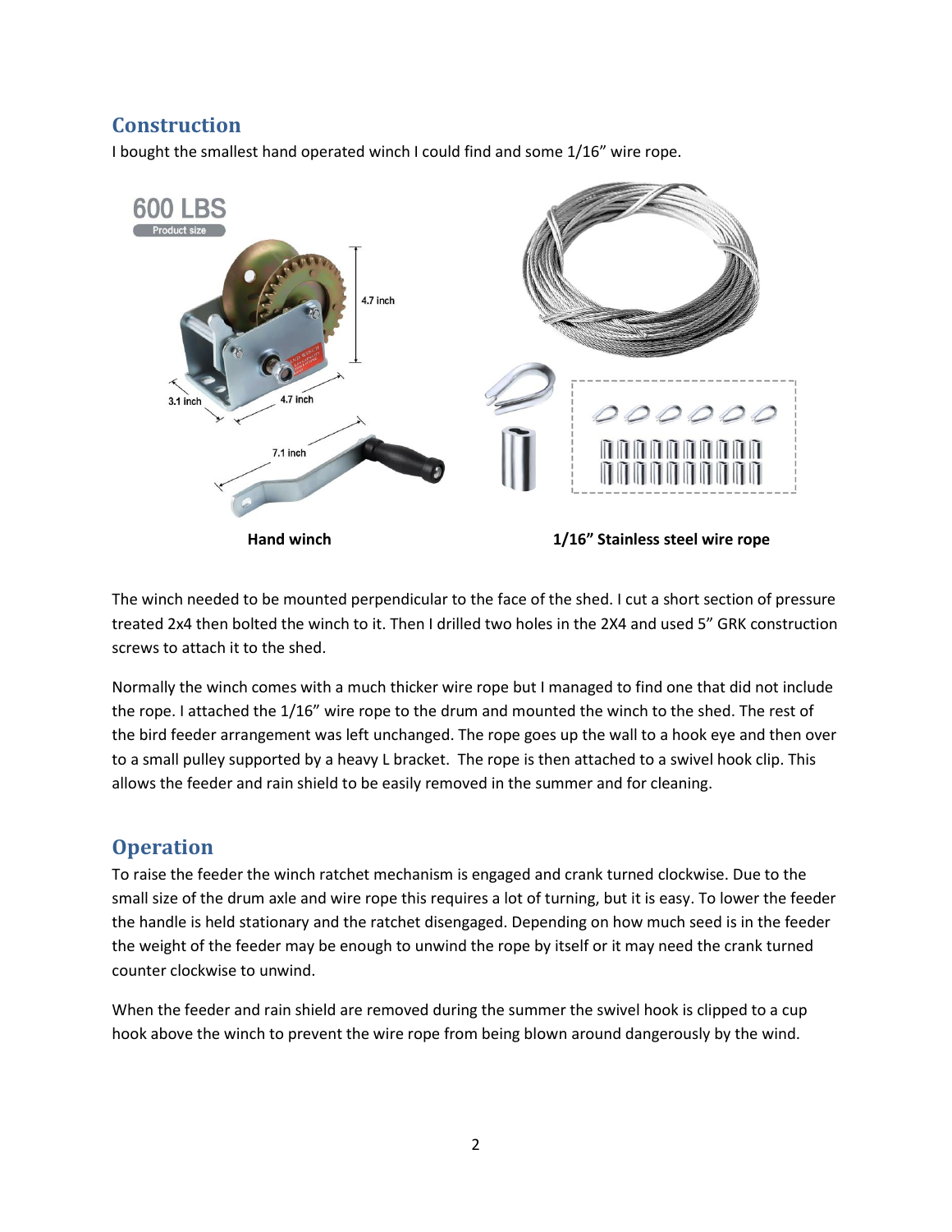## Construction

I bought the smallest hand operated winch I could find and some 1/16" wire rope.

600 LBS
Product size
4.7 inch
3.1 inch
4.7 inch
7.1 inch

**Hand winch**

**1/16" Stainless steel wire rope**

The winch needed to be mounted perpendicular to the face of the shed. I cut a short section of pressure treated 2x4 then bolted the winch to it. Then I drilled two holes in the 2X4 and used 5" GRK construction screws to attach it to the shed.

Normally the winch comes with a much thicker wire rope but I managed to find one that did not include the rope. I attached the 1/16" wire rope to the drum and mounted the winch to the shed. The rest of the bird feeder arrangement was left unchanged. The rope goes up the wall to a hook eye and then over to a small pulley supported by a heavy L bracket. The rope is then attached to a swivel hook clip. This allows the feeder and rain shield to be easily removed in the summer and for cleaning.

## Operation

To raise the feeder the winch ratchet mechanism is engaged and crank turned clockwise. Due to the small size of the drum axle and wire rope this requires a lot of turning, but it is easy. To lower the feeder the handle is held stationary and the ratchet disengaged. Depending on how much seed is in the feeder the weight of the feeder may be enough to unwind the rope by itself or it may need the crank turned counter clockwise to unwind.

When the feeder and rain shield are removed during the summer the swivel hook is clipped to a cup hook above the winch to prevent the wire rope from being blown around dangerously by the wind.